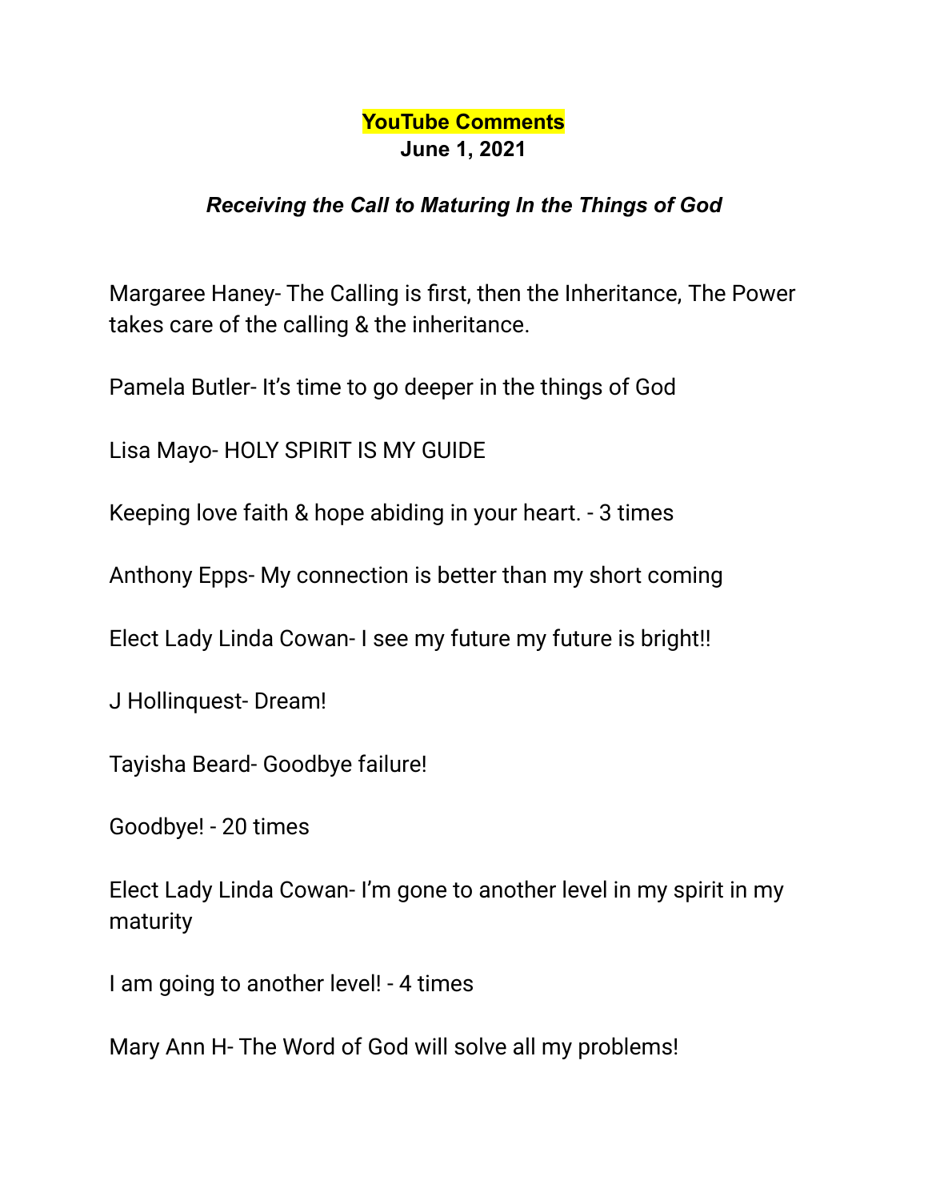# YouTube Comments

**June 1, 2021**

***Receiving the Call to Maturing In the Things of God***

Margaree Haney- The Calling is first, then the Inheritance, The Power takes care of the calling & the inheritance.

Pamela Butler- It's time to go deeper in the things of God

Lisa Mayo- HOLY SPIRIT IS MY GUIDE

Keeping love faith & hope abiding in your heart. - 3 times

Anthony Epps- My connection is better than my short coming

Elect Lady Linda Cowan- I see my future my future is bright!!

J Hollinquest- Dream!

Tayisha Beard- Goodbye failure!

Goodbye! - 20 times

Elect Lady Linda Cowan- I'm gone to another level in my spirit in my maturity

I am going to another level! - 4 times

Mary Ann H- The Word of God will solve all my problems!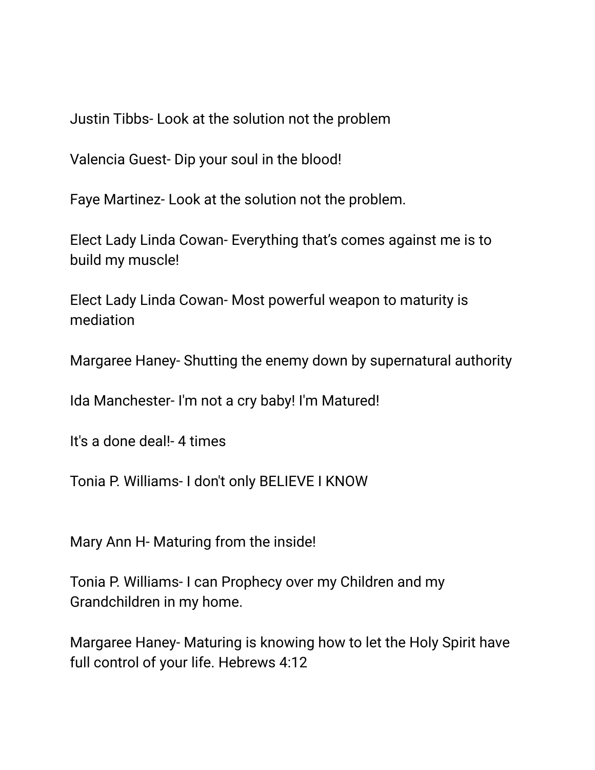Justin Tibbs- Look at the solution not the problem

Valencia Guest- Dip your soul in the blood!

Faye Martinez- Look at the solution not the problem.

Elect Lady Linda Cowan- Everything that's comes against me is to build my muscle!

Elect Lady Linda Cowan- Most powerful weapon to maturity is mediation

Margaree Haney- Shutting the enemy down by supernatural authority

Ida Manchester- I'm not a cry baby! I'm Matured!

It's a done deal!- 4 times

Tonia P. Williams- I don't only BELIEVE I KNOW

Mary Ann H- Maturing from the inside!

Tonia P. Williams- I can Prophecy over my Children and my Grandchildren in my home.

Margaree Haney- Maturing is knowing how to let the Holy Spirit have full control of your life. Hebrews 4:12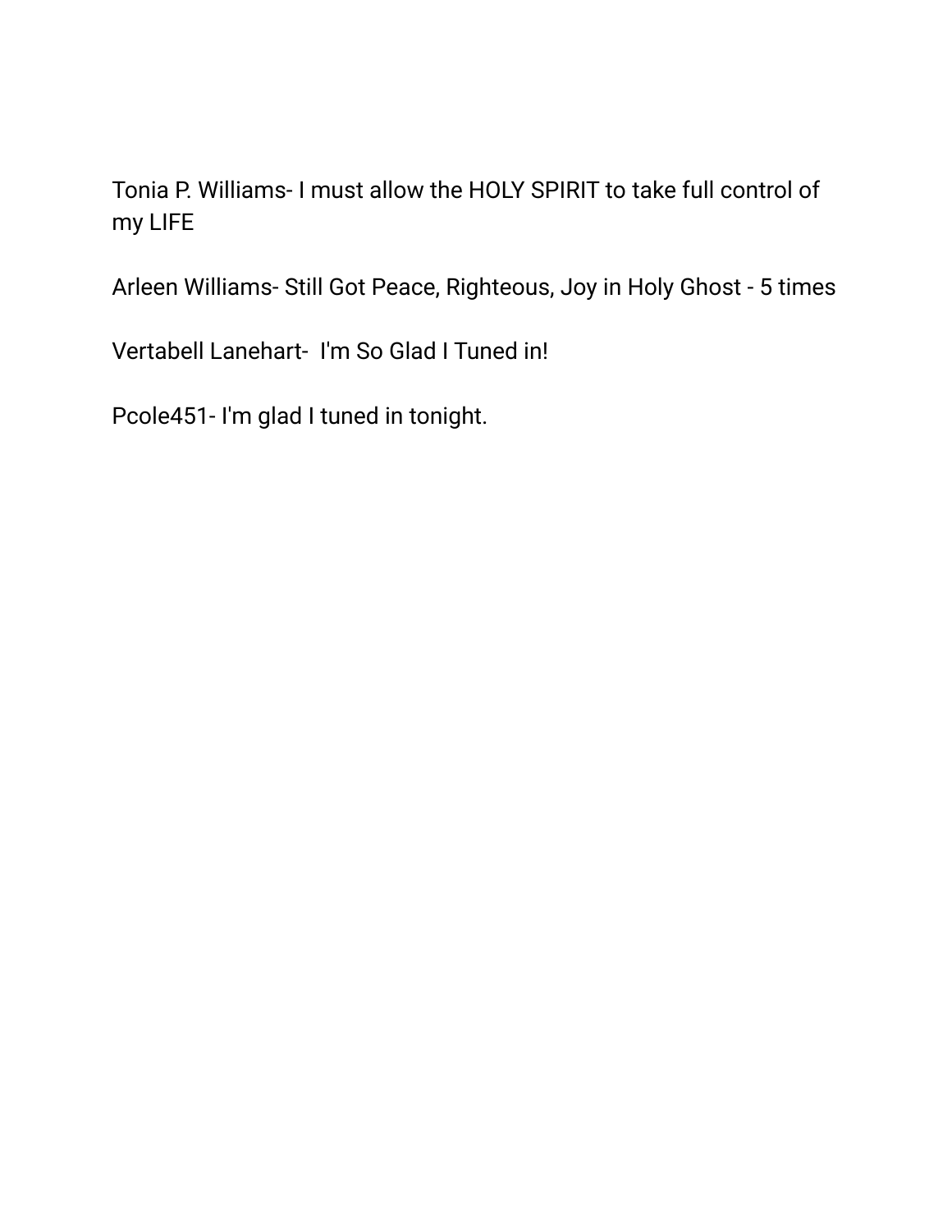Tonia P. Williams- I must allow the HOLY SPIRIT to take full control of my LIFE

Arleen Williams- Still Got Peace, Righteous, Joy in Holy Ghost - 5 times

Vertabell Lanehart-  I'm So Glad I Tuned in!

Pcole451- I'm glad I tuned in tonight.